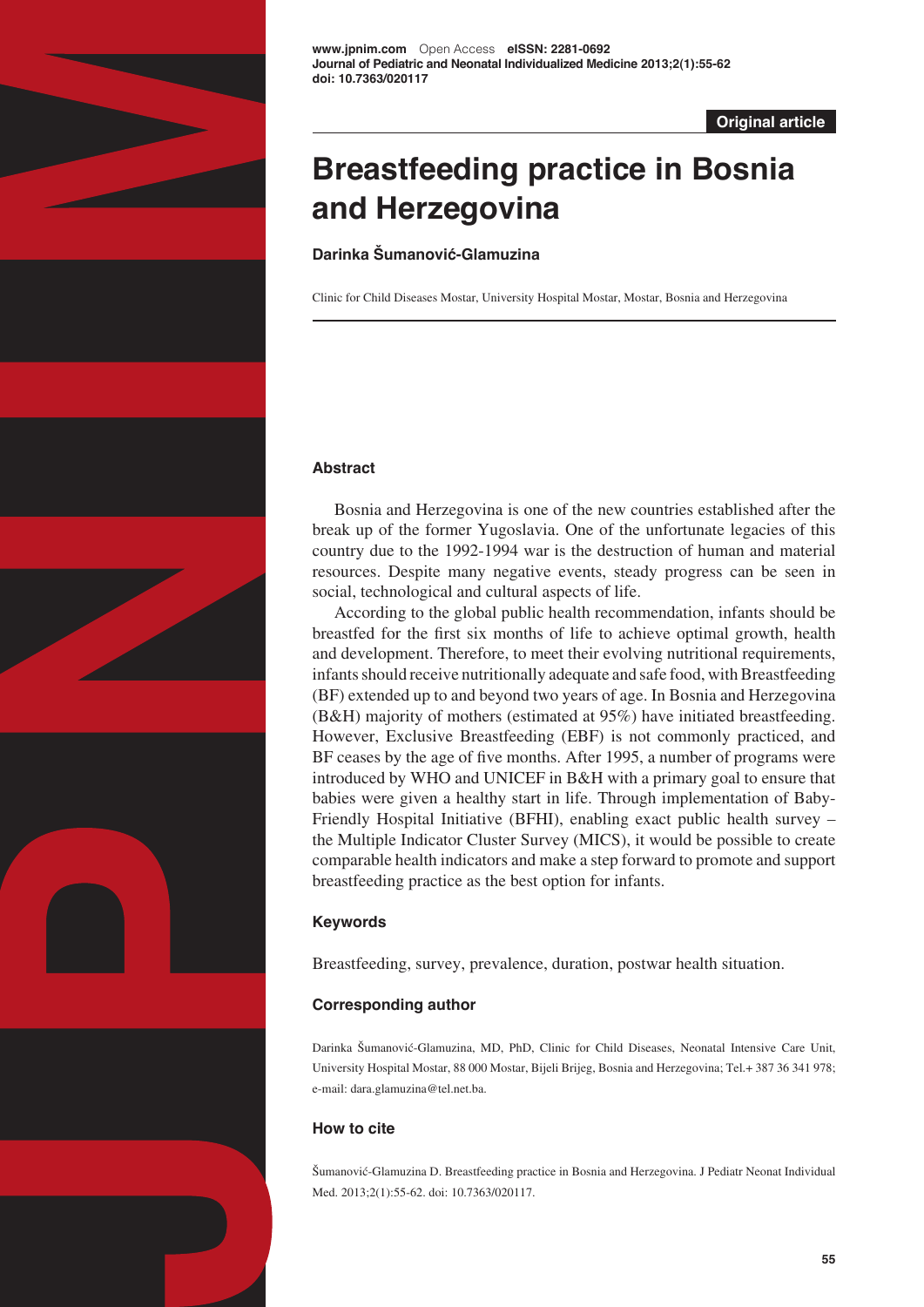Original article

# Breastfeeding practice in Bosnia and Herzegovina

**Darinka Šumanović-Glamuzina**

Clinic for Child Diseases Mostar, University Hospital Mostar, Mostar, Bosnia and Herzegovina

### Abstract

Bosnia and Herzegovina is one of the new countries established after the break up of the former Yugoslavia. One of the unfortunate legacies of this country due to the 1992-1994 war is the destruction of human and material resources. Despite many negative events, steady progress can be seen in social, technological and cultural aspects of life.

According to the global public health recommendation, infants should be breastfed for the first six months of life to achieve optimal growth, health and development. Therefore, to meet their evolving nutritional requirements, infants should receive nutritionally adequate and safe food, with Breastfeeding (BF) extended up to and beyond two years of age. In Bosnia and Herzegovina (B&H) majority of mothers (estimated at 95%) have initiated breastfeeding. However, Exclusive Breastfeeding (EBF) is not commonly practiced, and BF ceases by the age of five months. After 1995, a number of programs were introduced by WHO and UNICEF in B&H with a primary goal to ensure that babies were given a healthy start in life. Through implementation of Baby-Friendly Hospital Initiative (BFHI), enabling exact public health survey – the Multiple Indicator Cluster Survey (MICS), it would be possible to create comparable health indicators and make a step forward to promote and support breastfeeding practice as the best option for infants.

### Keywords

Breastfeeding, survey, prevalence, duration, postwar health situation.

### Corresponding author

Darinka Šumanović-Glamuzina, MD, PhD, Clinic for Child Diseases, Neonatal Intensive Care Unit, University Hospital Mostar, 88 000 Mostar, Bijeli Brijeg, Bosnia and Herzegovina; Tel.+ 387 36 341 978; e-mail: dara.glamuzina@tel.net.ba.

### How to cite

Šumanović-Glamuzina D. Breastfeeding practice in Bosnia and Herzegovina. J Pediatr Neonat Individual Med. 2013;2(1):55-62. doi: 10.7363/020117.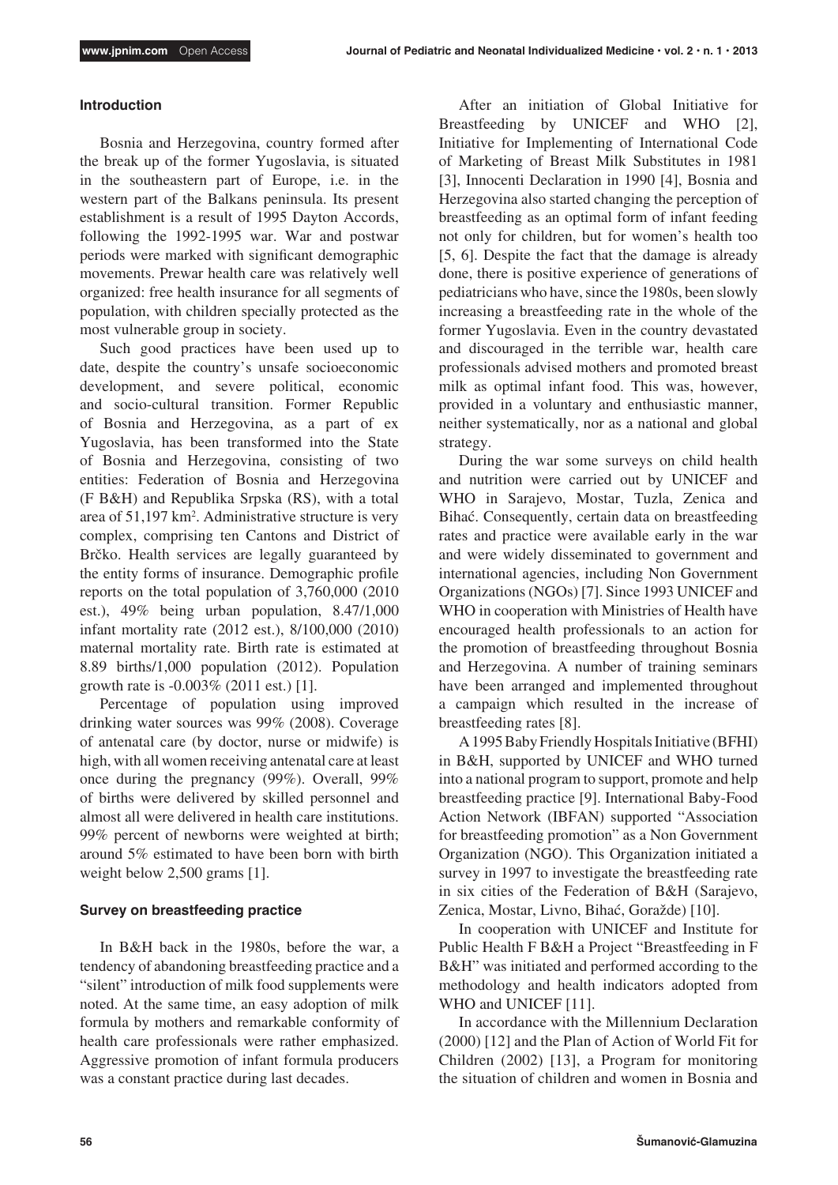## Introduction

Bosnia and Herzegovina, country formed after the break up of the former Yugoslavia, is situated in the southeastern part of Europe, i.e. in the western part of the Balkans peninsula. Its present establishment is a result of 1995 Dayton Accords, following the 1992-1995 war. War and postwar periods were marked with significant demographic movements. Prewar health care was relatively well organized: free health insurance for all segments of population, with children specially protected as the most vulnerable group in society.

Such good practices have been used up to date, despite the country's unsafe socioeconomic development, and severe political, economic and socio-cultural transition. Former Republic of Bosnia and Herzegovina, as a part of ex Yugoslavia, has been transformed into the State of Bosnia and Herzegovina, consisting of two entities: Federation of Bosnia and Herzegovina (F B&H) and Republika Srpska (RS), with a total area of 51,197 km$^2$. Administrative structure is very complex, comprising ten Cantons and District of Brčko. Health services are legally guaranteed by the entity forms of insurance. Demographic profile reports on the total population of 3,760,000 (2010 est.), 49% being urban population, 8.47/1,000 infant mortality rate (2012 est.), 8/100,000 (2010) maternal mortality rate. Birth rate is estimated at 8.89 births/1,000 population (2012). Population growth rate is -0.003% (2011 est.) [1].

Percentage of population using improved drinking water sources was 99% (2008). Coverage of antenatal care (by doctor, nurse or midwife) is high, with all women receiving antenatal care at least once during the pregnancy (99%). Overall, 99% of births were delivered by skilled personnel and almost all were delivered in health care institutions. 99% percent of newborns were weighted at birth; around 5% estimated to have been born with birth weight below 2,500 grams [1].

## Survey on breastfeeding practice

In B&H back in the 1980s, before the war, a tendency of abandoning breastfeeding practice and a "silent" introduction of milk food supplements were noted. At the same time, an easy adoption of milk formula by mothers and remarkable conformity of health care professionals were rather emphasized. Aggressive promotion of infant formula producers was a constant practice during last decades.

After an initiation of Global Initiative for Breastfeeding by UNICEF and WHO [2], Initiative for Implementing of International Code of Marketing of Breast Milk Substitutes in 1981 [3], Innocenti Declaration in 1990 [4], Bosnia and Herzegovina also started changing the perception of breastfeeding as an optimal form of infant feeding not only for children, but for women's health too [5, 6]. Despite the fact that the damage is already done, there is positive experience of generations of pediatricians who have, since the 1980s, been slowly increasing a breastfeeding rate in the whole of the former Yugoslavia. Even in the country devastated and discouraged in the terrible war, health care professionals advised mothers and promoted breast milk as optimal infant food. This was, however, provided in a voluntary and enthusiastic manner, neither systematically, nor as a national and global strategy.

During the war some surveys on child health and nutrition were carried out by UNICEF and WHO in Sarajevo, Mostar, Tuzla, Zenica and Bihać. Consequently, certain data on breastfeeding rates and practice were available early in the war and were widely disseminated to government and international agencies, including Non Government Organizations (NGOs) [7]. Since 1993 UNICEF and WHO in cooperation with Ministries of Health have encouraged health professionals to an action for the promotion of breastfeeding throughout Bosnia and Herzegovina. A number of training seminars have been arranged and implemented throughout a campaign which resulted in the increase of breastfeeding rates [8].

A 1995 Baby Friendly Hospitals Initiative (BFHI) in B&H, supported by UNICEF and WHO turned into a national program to support, promote and help breastfeeding practice [9]. International Baby-Food Action Network (IBFAN) supported "Association for breastfeeding promotion" as a Non Government Organization (NGO). This Organization initiated a survey in 1997 to investigate the breastfeeding rate in six cities of the Federation of B&H (Sarajevo, Zenica, Mostar, Livno, Bihać, Goražde) [10].

In cooperation with UNICEF and Institute for Public Health F B&H a Project "Breastfeeding in F B&H" was initiated and performed according to the methodology and health indicators adopted from WHO and UNICEF [11].

In accordance with the Millennium Declaration (2000) [12] and the Plan of Action of World Fit for Children (2002) [13], a Program for monitoring the situation of children and women in Bosnia and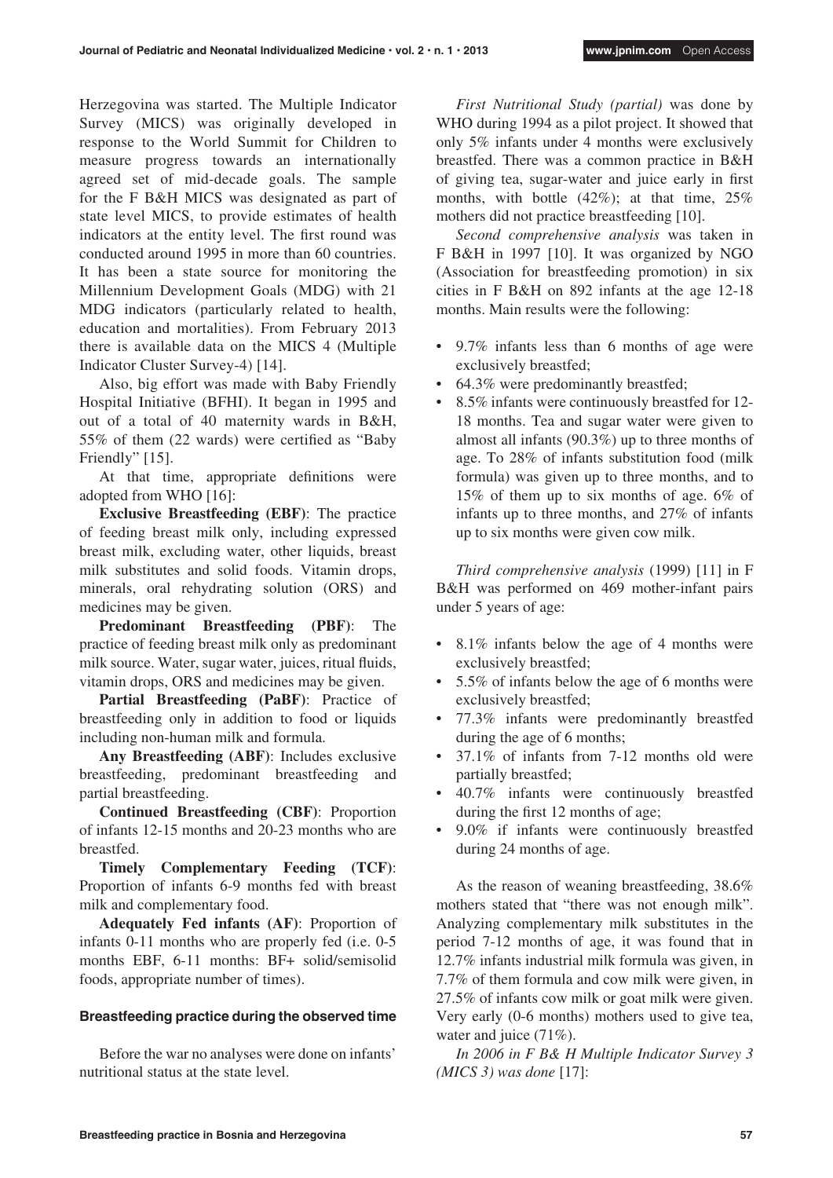Herzegovina was started. The Multiple Indicator Survey (MICS) was originally developed in response to the World Summit for Children to measure progress towards an internationally agreed set of mid-decade goals. The sample for the F B&H MICS was designated as part of state level MICS, to provide estimates of health indicators at the entity level. The first round was conducted around 1995 in more than 60 countries. It has been a state source for monitoring the Millennium Development Goals (MDG) with 21 MDG indicators (particularly related to health, education and mortalities). From February 2013 there is available data on the MICS 4 (Multiple Indicator Cluster Survey-4) [14].

Also, big effort was made with Baby Friendly Hospital Initiative (BFHI). It began in 1995 and out of a total of 40 maternity wards in B&H, 55% of them (22 wards) were certified as "Baby Friendly" [15].

At that time, appropriate definitions were adopted from WHO [16]:

**Exclusive Breastfeeding (EBF)**: The practice of feeding breast milk only, including expressed breast milk, excluding water, other liquids, breast milk substitutes and solid foods. Vitamin drops, minerals, oral rehydrating solution (ORS) and medicines may be given.

**Predominant Breastfeeding (PBF)**: The practice of feeding breast milk only as predominant milk source. Water, sugar water, juices, ritual fluids, vitamin drops, ORS and medicines may be given.

**Partial Breastfeeding (PaBF)**: Practice of breastfeeding only in addition to food or liquids including non-human milk and formula.

**Any Breastfeeding (ABF)**: Includes exclusive breastfeeding, predominant breastfeeding and partial breastfeeding.

**Continued Breastfeeding (CBF)**: Proportion of infants 12-15 months and 20-23 months who are breastfed.

**Timely Complementary Feeding (TCF)**: Proportion of infants 6-9 months fed with breast milk and complementary food.

**Adequately Fed infants (AF)**: Proportion of infants 0-11 months who are properly fed (i.e. 0-5 months EBF, 6-11 months: BF+ solid/semisolid foods, appropriate number of times).

### Breastfeeding practice during the observed time

Before the war no analyses were done on infants' nutritional status at the state level.

*First Nutritional Study (partial)* was done by WHO during 1994 as a pilot project. It showed that only 5% infants under 4 months were exclusively breastfed. There was a common practice in B&H of giving tea, sugar-water and juice early in first months, with bottle (42%); at that time, 25% mothers did not practice breastfeeding [10].

*Second comprehensive analysis* was taken in F B&H in 1997 [10]. It was organized by NGO (Association for breastfeeding promotion) in six cities in F B&H on 892 infants at the age 12-18 months. Main results were the following:

- 9.7% infants less than 6 months of age were exclusively breastfed;
- 64.3% were predominantly breastfed;
- 8.5% infants were continuously breastfed for 12-18 months. Tea and sugar water were given to almost all infants (90.3%) up to three months of age. To 28% of infants substitution food (milk formula) was given up to three months, and to 15% of them up to six months of age. 6% of infants up to three months, and 27% of infants up to six months were given cow milk.

*Third comprehensive analysis* (1999) [11] in F B&H was performed on 469 mother-infant pairs under 5 years of age:

- 8.1% infants below the age of 4 months were exclusively breastfed;
- 5.5% of infants below the age of 6 months were exclusively breastfed;
- 77.3% infants were predominantly breastfed during the age of 6 months;
- 37.1% of infants from 7-12 months old were partially breastfed;
- 40.7% infants were continuously breastfed during the first 12 months of age;
- 9.0% if infants were continuously breastfed during 24 months of age.

As the reason of weaning breastfeeding, 38.6% mothers stated that "there was not enough milk". Analyzing complementary milk substitutes in the period 7-12 months of age, it was found that in 12.7% infants industrial milk formula was given, in 7.7% of them formula and cow milk were given, in 27.5% of infants cow milk or goat milk were given. Very early (0-6 months) mothers used to give tea, water and juice (71%).

*In 2006 in F B& H Multiple Indicator Survey 3 (MICS 3) was done* [17]: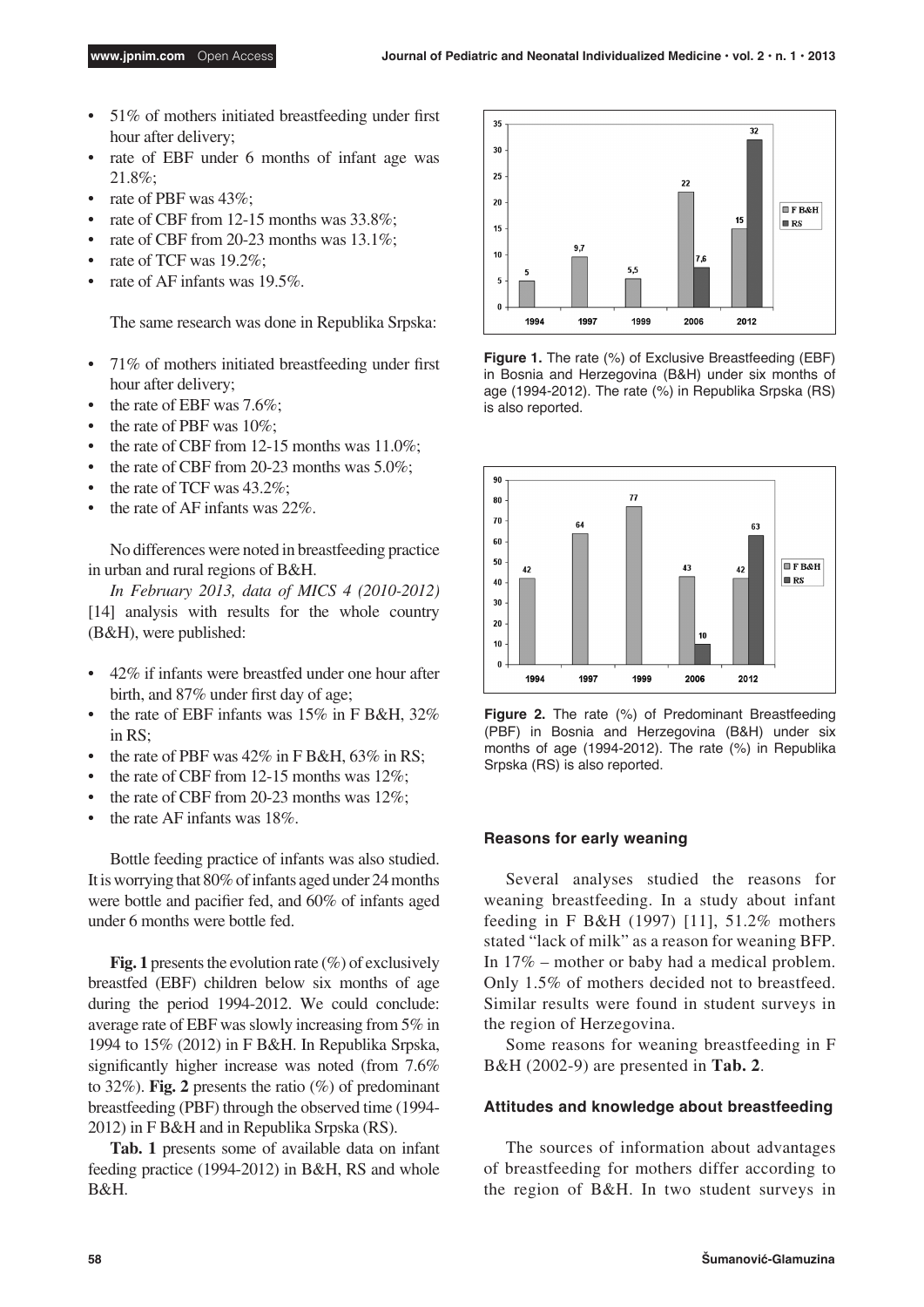- 51% of mothers initiated breastfeeding under first hour after delivery;
- rate of EBF under 6 months of infant age was 21.8%;
- rate of PBF was 43%;
- rate of CBF from 12-15 months was 33.8%;
- rate of CBF from 20-23 months was 13.1%;
- rate of TCF was 19.2%;
- rate of AF infants was 19.5%.

The same research was done in Republika Srpska:

- 71% of mothers initiated breastfeeding under first hour after delivery;
- the rate of EBF was 7.6%;
- the rate of PBF was 10%;
- the rate of CBF from 12-15 months was 11.0%;
- the rate of CBF from 20-23 months was 5.0%;
- the rate of TCF was 43.2%;
- the rate of AF infants was 22%.

No differences were noted in breastfeeding practice in urban and rural regions of B&H.

*In February 2013, data of MICS 4 (2010-2012)* [14] analysis with results for the whole country (B&H), were published:

- 42% if infants were breastfed under one hour after birth, and 87% under first day of age;
- the rate of EBF infants was 15% in F B&H, 32% in RS;
- the rate of PBF was 42% in F B&H, 63% in RS;
- the rate of CBF from 12-15 months was 12%;
- the rate of CBF from 20-23 months was 12%;
- the rate AF infants was 18%.

Bottle feeding practice of infants was also studied. It is worrying that 80% of infants aged under 24 months were bottle and pacifier fed, and 60% of infants aged under 6 months were bottle fed.

**Fig. 1** presents the evolution rate (%) of exclusively breastfed (EBF) children below six months of age during the period 1994-2012. We could conclude: average rate of EBF was slowly increasing from 5% in 1994 to 15% (2012) in F B&H. In Republika Srpska, significantly higher increase was noted (from 7.6% to 32%). **Fig. 2** presents the ratio (%) of predominant breastfeeding (PBF) through the observed time (1994-2012) in F B&H and in Republika Srpska (RS).

**Tab. 1** presents some of available data on infant feeding practice (1994-2012) in B&H, RS and whole B&H.

**Figure 1.** The rate (%) of Exclusive Breastfeeding (EBF) in Bosnia and Herzegovina (B&H) under six months of age (1994-2012). The rate (%) in Republika Srpska (RS) is also reported.

**Figure 2.** The rate (%) of Predominant Breastfeeding (PBF) in Bosnia and Herzegovina (B&H) under six months of age (1994-2012). The rate (%) in Republika Srpska (RS) is also reported.

### Reasons for early weaning

Several analyses studied the reasons for weaning breastfeeding. In a study about infant feeding in F B&H (1997) [11], 51.2% mothers stated "lack of milk" as a reason for weaning BFP. In 17% – mother or baby had a medical problem. Only 1.5% of mothers decided not to breastfeed. Similar results were found in student surveys in the region of Herzegovina.

Some reasons for weaning breastfeeding in F B&H (2002-9) are presented in **Tab. 2**.

### Attitudes and knowledge about breastfeeding

The sources of information about advantages of breastfeeding for mothers differ according to the region of B&H. In two student surveys in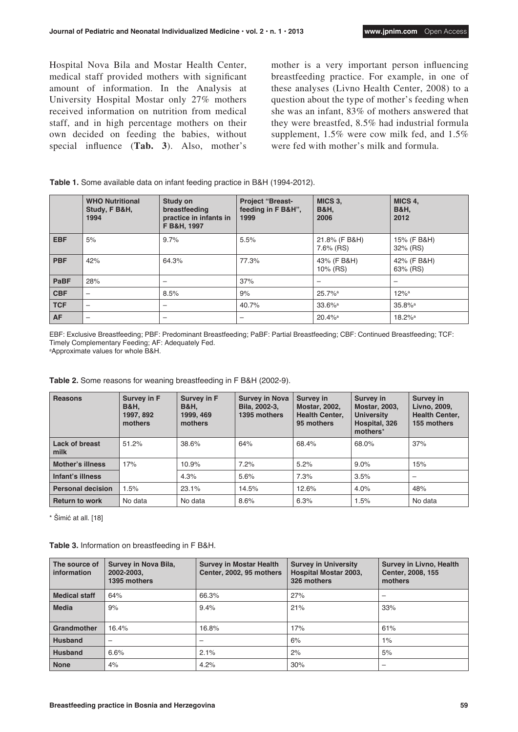Hospital Nova Bila and Mostar Health Center, medical staff provided mothers with significant amount of information. In the Analysis at University Hospital Mostar only 27% mothers received information on nutrition from medical staff, and in high percentage mothers on their own decided on feeding the babies, without special influence (**Tab. 3**). Also, mother's mother is a very important person influencing breastfeeding practice. For example, in one of these analyses (Livno Health Center, 2008) to a question about the type of mother's feeding when she was an infant, 83% of mothers answered that they were breastfed, 8.5% had industrial formula supplement, 1.5% were cow milk fed, and 1.5% were fed with mother's milk and formula.

**Table 1.** Some available data on infant feeding practice in B&H (1994-2012).

| | WHO Nutritional Study, F B&H, 1994 | Study on breastfeeding practice in infants in F B&H, 1997 | Project "Breast-feeding in F B&H", 1999 | MICS 3, B&H, 2006 | MICS 4, B&H, 2012 |
|---|---|---|---|---|---|
| **EBF** | 5% | 9.7% | 5.5% | 21.8% (F B&H) 7.6% (RS) | 15% (F B&H) 32% (RS) |
| **PBF** | 42% | 64.3% | 77.3% | 43% (F B&H) 10% (RS) | 42% (F B&H) 63% (RS) |
| **PaBF** | 28% | – | 37% | – | – |
| **CBF** | – | 8.5% | 9% | 25.7%[a] | 12%[a] |
| **TCF** | – | – | 40.7% | 33.6%[a] | 35.8%[a] |
| **AF** | – | – | – | 20.4%[a] | 18.2%[a] |

EBF: Exclusive Breastfeeding; PBF: Predominant Breastfeeding; PaBF: Partial Breastfeeding; CBF: Continued Breastfeeding; TCF: Timely Complementary Feeding; AF: Adequately Fed.
[a]Approximate values for whole B&H.

**Table 2.** Some reasons for weaning breastfeeding in F B&H (2002-9).

| Reasons | Survey in F B&H, 1997, 892 mothers | Survey in F B&H, 1999, 469 mothers | Survey in Nova Bila, 2002-3, 1395 mothers | Survey in Mostar, 2002, Health Center, 95 mothers | Survey in Mostar, 2003, University Hospital, 326 mothers* | Survey in Livno, 2009, Health Center, 155 mothers |
|---|---|---|---|---|---|---|
| **Lack of breast milk** | 51.2% | 38.6% | 64% | 68.4% | 68.0% | 37% |
| **Mother's illness** | 17% | 10.9% | 7.2% | 5.2% | 9.0% | 15% |
| **Infant's illness** | | 4.3% | 5.6% | 7.3% | 3.5% | – |
| **Personal decision** | 1.5% | 23.1% | 14.5% | 12.6% | 4.0% | 48% |
| **Return to work** | No data | No data | 8.6% | 6.3% | 1.5% | No data |

\* Šimić at all. [18]

**Table 3.** Information on breastfeeding in F B&H.

| The source of information | Survey in Nova Bila, 2002-2003, 1395 mothers | Survey in Mostar Health Center, 2002, 95 mothers | Survey in University Hospital Mostar 2003, 326 mothers | Survey in Livno, Health Center, 2008, 155 mothers |
|---|---|---|---|---|
| **Medical staff** | 64% | 66.3% | 27% | – |
| **Media** | 9% | 9.4% | 21% | 33% |
| **Grandmother** | 16.4% | 16.8% | 17% | 61% |
| **Husband** | – | – | 6% | 1% |
| **Husband** | 6.6% | 2.1% | 2% | 5% |
| **None** | 4% | 4.2% | 30% | – |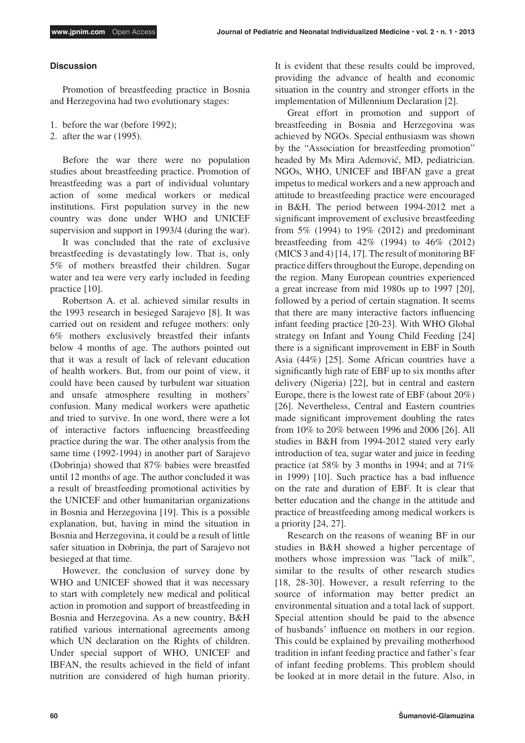## Discussion

Promotion of breastfeeding practice in Bosnia and Herzegovina had two evolutionary stages:

1. before the war (before 1992);
2. after the war (1995).

Before the war there were no population studies about breastfeeding practice. Promotion of breastfeeding was a part of individual voluntary action of some medical workers or medical institutions. First population survey in the new country was done under WHO and UNICEF supervision and support in 1993/4 (during the war).

It was concluded that the rate of exclusive breastfeeding is devastatingly low. That is, only 5% of mothers breastfed their children. Sugar water and tea were very early included in feeding practice [10].

Robertson A. et al. achieved similar results in the 1993 research in besieged Sarajevo [8]. It was carried out on resident and refugee mothers: only 6% mothers exclusively breastfed their infants below 4 months of age. The authors pointed out that it was a result of lack of relevant education of health workers. But, from our point of view, it could have been caused by turbulent war situation and unsafe atmosphere resulting in mothers' confusion. Many medical workers were apathetic and tried to survive. In one word, there were a lot of interactive factors influencing breastfeeding practice during the war. The other analysis from the same time (1992-1994) in another part of Sarajevo (Dobrinja) showed that 87% babies were breastfed until 12 months of age. The author concluded it was a result of breastfeeding promotional activities by the UNICEF and other humanitarian organizations in Bosnia and Herzegovina [19]. This is a possible explanation, but, having in mind the situation in Bosnia and Herzegovina, it could be a result of little safer situation in Dobrinja, the part of Sarajevo not besieged at that time.

However, the conclusion of survey done by WHO and UNICEF showed that it was necessary to start with completely new medical and political action in promotion and support of breastfeeding in Bosnia and Herzegovina. As a new country, B&H ratified various international agreements among which UN declaration on the Rights of children. Under special support of WHO, UNICEF and IBFAN, the results achieved in the field of infant nutrition are considered of high human priority. It is evident that these results could be improved, providing the advance of health and economic situation in the country and stronger efforts in the implementation of Millennium Declaration [2].

Great effort in promotion and support of breastfeeding in Bosnia and Herzegovina was achieved by NGOs. Special enthusiasm was shown by the "Association for breastfeeding promotion" headed by Ms Mira Ademović, MD, pediatrician. NGOs, WHO, UNICEF and IBFAN gave a great impetus to medical workers and a new approach and attitude to breastfeeding practice were encouraged in B&H. The period between 1994-2012 met a significant improvement of exclusive breastfeeding from 5% (1994) to 19% (2012) and predominant breastfeeding from 42% (1994) to 46% (2012) (MICS 3 and 4) [14, 17]. The result of monitoring BF practice differs throughout the Europe, depending on the region. Many European countries experienced a great increase from mid 1980s up to 1997 [20], followed by a period of certain stagnation. It seems that there are many interactive factors influencing infant feeding practice [20-23]. With WHO Global strategy on Infant and Young Child Feeding [24] there is a significant improvement in EBF in South Asia (44%) [25]. Some African countries have a significantly high rate of EBF up to six months after delivery (Nigeria) [22], but in central and eastern Europe, there is the lowest rate of EBF (about 20%) [26]. Nevertheless, Central and Eastern countries made significant improvement doubling the rates from 10% to 20% between 1996 and 2006 [26]. All studies in B&H from 1994-2012 stated very early introduction of tea, sugar water and juice in feeding practice (at 58% by 3 months in 1994; and at 71% in 1999) [10]. Such practice has a bad influence on the rate and duration of EBF. It is clear that better education and the change in the attitude and practice of breastfeeding among medical workers is a priority [24, 27].

Research on the reasons of weaning BF in our studies in B&H showed a higher percentage of mothers whose impression was "lack of milk", similar to the results of other research studies [18, 28-30]. However, a result referring to the source of information may better predict an environmental situation and a total lack of support. Special attention should be paid to the absence of husbands' influence on mothers in our region. This could be explained by prevailing motherhood tradition in infant feeding practice and father's fear of infant feeding problems. This problem should be looked at in more detail in the future. Also, in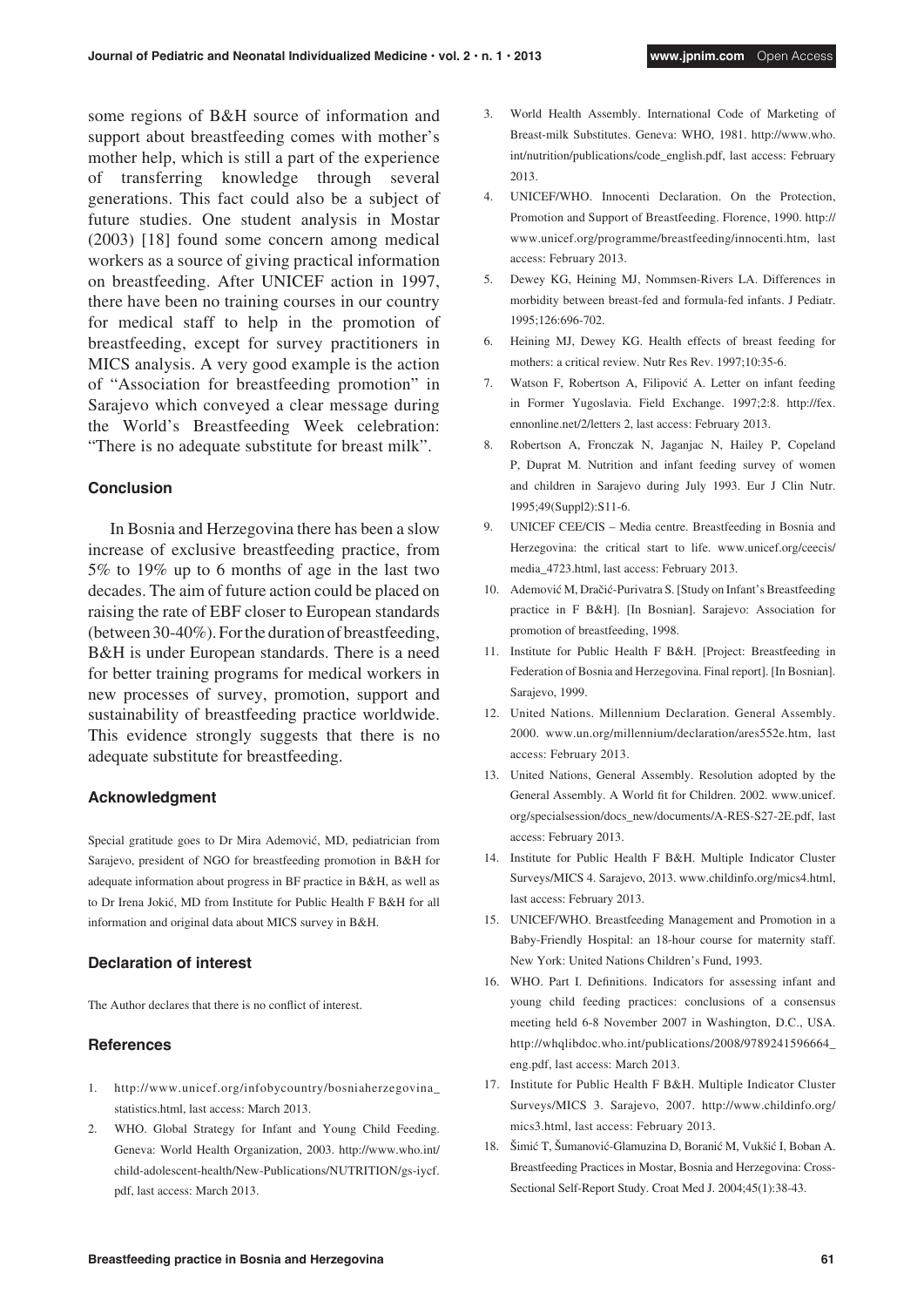some regions of B&H source of information and support about breastfeeding comes with mother's mother help, which is still a part of the experience of transferring knowledge through several generations. This fact could also be a subject of future studies. One student analysis in Mostar (2003) [18] found some concern among medical workers as a source of giving practical information on breastfeeding. After UNICEF action in 1997, there have been no training courses in our country for medical staff to help in the promotion of breastfeeding, except for survey practitioners in MICS analysis. A very good example is the action of "Association for breastfeeding promotion" in Sarajevo which conveyed a clear message during the World's Breastfeeding Week celebration: "There is no adequate substitute for breast milk".

### Conclusion

In Bosnia and Herzegovina there has been a slow increase of exclusive breastfeeding practice, from 5% to 19% up to 6 months of age in the last two decades. The aim of future action could be placed on raising the rate of EBF closer to European standards (between 30-40%). For the duration of breastfeeding, B&H is under European standards. There is a need for better training programs for medical workers in new processes of survey, promotion, support and sustainability of breastfeeding practice worldwide. This evidence strongly suggests that there is no adequate substitute for breastfeeding.

### Acknowledgment

Special gratitude goes to Dr Mira Ademović, MD, pediatrician from Sarajevo, president of NGO for breastfeeding promotion in B&H for adequate information about progress in BF practice in B&H, as well as to Dr Irena Jokić, MD from Institute for Public Health F B&H for all information and original data about MICS survey in B&H.

### Declaration of interest

The Author declares that there is no conflict of interest.

### References

1. http://www.unicef.org/infobycountry/bosniaherzegovina_statistics.html, last access: March 2013.
2. WHO. Global Strategy for Infant and Young Child Feeding. Geneva: World Health Organization, 2003. http://www.who.int/child-adolescent-health/New-Publications/NUTRITION/gs-iycf.pdf, last access: March 2013.
3. World Health Assembly. International Code of Marketing of Breast-milk Substitutes. Geneva: WHO, 1981. http://www.who.int/nutrition/publications/code_english.pdf, last access: February 2013.
4. UNICEF/WHO. Innocenti Declaration. On the Protection, Promotion and Support of Breastfeeding. Florence, 1990. http://www.unicef.org/programme/breastfeeding/innocenti.htm, last access: February 2013.
5. Dewey KG, Heining MJ, Nommsen-Rivers LA. Differences in morbidity between breast-fed and formula-fed infants. J Pediatr. 1995;126:696-702.
6. Heining MJ, Dewey KG. Health effects of breast feeding for mothers: a critical review. Nutr Res Rev. 1997;10:35-6.
7. Watson F, Robertson A, Filipović A. Letter on infant feeding in Former Yugoslavia. Field Exchange. 1997;2:8. http://fex.ennonline.net/2/letters 2, last access: February 2013.
8. Robertson A, Fronczak N, Jaganjac N, Hailey P, Copeland P, Duprat M. Nutrition and infant feeding survey of women and children in Sarajevo during July 1993. Eur J Clin Nutr. 1995;49(Suppl2):S11-6.
9. UNICEF CEE/CIS – Media centre. Breastfeeding in Bosnia and Herzegovina: the critical start to life. www.unicef.org/ceecis/media_4723.html, last access: February 2013.
10. Ademović M, Dračić-Purivatra S. [Study on Infant's Breastfeeding practice in F B&H]. [In Bosnian]. Sarajevo: Association for promotion of breastfeeding, 1998.
11. Institute for Public Health F B&H. [Project: Breastfeeding in Federation of Bosnia and Herzegovina. Final report]. [In Bosnian]. Sarajevo, 1999.
12. United Nations. Millennium Declaration. General Assembly. 2000. www.un.org/millennium/declaration/ares552e.htm, last access: February 2013.
13. United Nations, General Assembly. Resolution adopted by the General Assembly. A World fit for Children. 2002. www.unicef.org/specialsession/docs_new/documents/A-RES-S27-2E.pdf, last access: February 2013.
14. Institute for Public Health F B&H. Multiple Indicator Cluster Surveys/MICS 4. Sarajevo, 2013. www.childinfo.org/mics4.html, last access: February 2013.
15. UNICEF/WHO. Breastfeeding Management and Promotion in a Baby-Friendly Hospital: an 18-hour course for maternity staff. New York: United Nations Children's Fund, 1993.
16. WHO. Part I. Definitions. Indicators for assessing infant and young child feeding practices: conclusions of a consensus meeting held 6-8 November 2007 in Washington, D.C., USA. http://whqlibdoc.who.int/publications/2008/9789241596664_eng.pdf, last access: March 2013.
17. Institute for Public Health F B&H. Multiple Indicator Cluster Surveys/MICS 3. Sarajevo, 2007. http://www.childinfo.org/mics3.html, last access: February 2013.
18. Šimić T, Šumanović-Glamuzina D, Boranić M, Vukšić I, Boban A. Breastfeeding Practices in Mostar, Bosnia and Herzegovina: Cross-Sectional Self-Report Study. Croat Med J. 2004;45(1):38-43.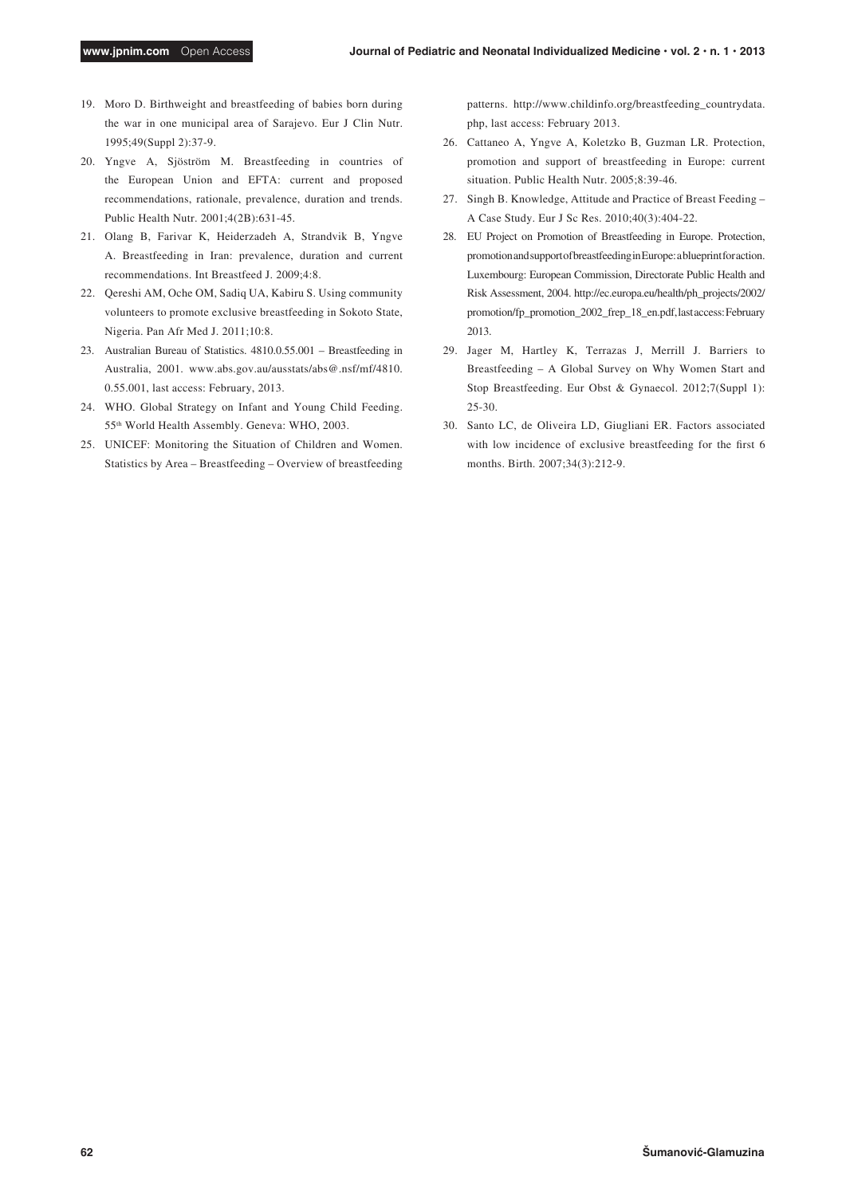19. Moro D. Birthweight and breastfeeding of babies born during the war in one municipal area of Sarajevo. Eur J Clin Nutr. 1995;49(Suppl 2):37-9.
20. Yngve A, Sjöström M. Breastfeeding in countries of the European Union and EFTA: current and proposed recommendations, rationale, prevalence, duration and trends. Public Health Nutr. 2001;4(2B):631-45.
21. Olang B, Farivar K, Heiderzadeh A, Strandvik B, Yngve A. Breastfeeding in Iran: prevalence, duration and current recommendations. Int Breastfeed J. 2009;4:8.
22. Qereshi AM, Oche OM, Sadiq UA, Kabiru S. Using community volunteers to promote exclusive breastfeeding in Sokoto State, Nigeria. Pan Afr Med J. 2011;10:8.
23. Australian Bureau of Statistics. 4810.0.55.001 – Breastfeeding in Australia, 2001. www.abs.gov.au/ausstats/abs@.nsf/mf/4810.0.55.001, last access: February, 2013.
24. WHO. Global Strategy on Infant and Young Child Feeding. 55th World Health Assembly. Geneva: WHO, 2003.
25. UNICEF: Monitoring the Situation of Children and Women. Statistics by Area – Breastfeeding – Overview of breastfeeding patterns. http://www.childinfo.org/breastfeeding_countrydata.php, last access: February 2013.
26. Cattaneo A, Yngve A, Koletzko B, Guzman LR. Protection, promotion and support of breastfeeding in Europe: current situation. Public Health Nutr. 2005;8:39-46.
27. Singh B. Knowledge, Attitude and Practice of Breast Feeding – A Case Study. Eur J Sc Res. 2010;40(3):404-22.
28. EU Project on Promotion of Breastfeeding in Europe. Protection, promotion and support of breastfeeding in Europe: a blueprint for action. Luxembourg: European Commission, Directorate Public Health and Risk Assessment, 2004. http://ec.europa.eu/health/ph_projects/2002/promotion/fp_promotion_2002_frep_18_en.pdf, last access: February 2013.
29. Jager M, Hartley K, Terrazas J, Merrill J. Barriers to Breastfeeding – A Global Survey on Why Women Start and Stop Breastfeeding. Eur Obst & Gynaecol. 2012;7(Suppl 1):25-30.
30. Santo LC, de Oliveira LD, Giugliani ER. Factors associated with low incidence of exclusive breastfeeding for the first 6 months. Birth. 2007;34(3):212-9.